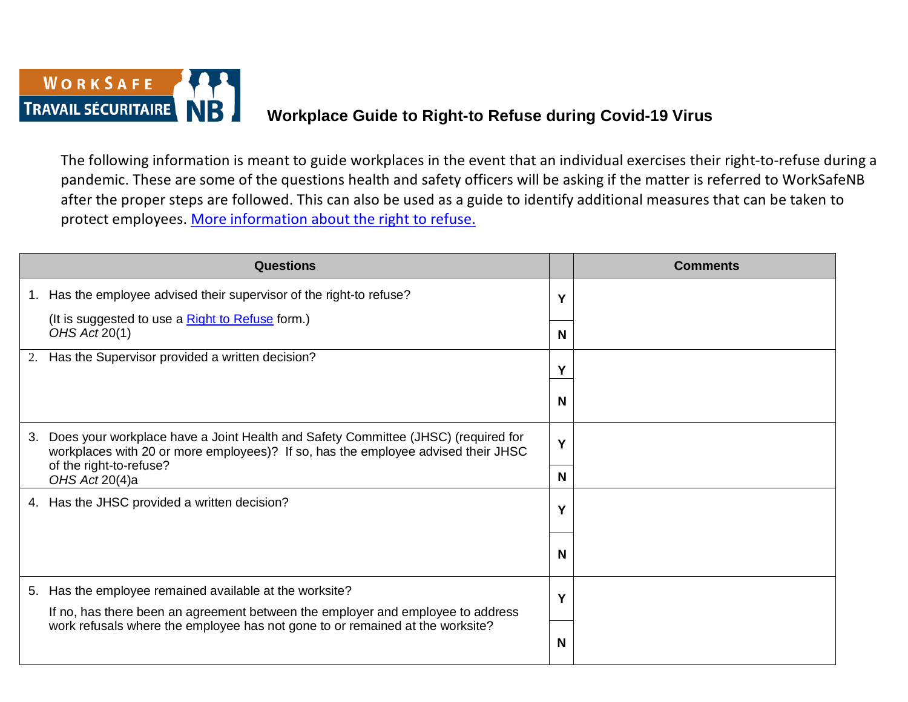# Workplace Guide to Right-to Refuse during Covid-19 Virus

The following information is meant to guide workplaces in the event that an individual exercises their right-to-refuse during a pandemic. These are some of the questions health and safety officers will be asking if the matter is referred to WorkSafeNB after the proper steps are followed. This can also be used as a guide to identify additional measures that can be taken to protect employees. More information about the right to refuse.

| Questions | | Comments |
|---|---|---|
| 1. Has the employee advised their supervisor of the right-to refuse?<br>(It is suggested to use a Right to Refuse form.)<br>*OHS Act* 20(1) | Y | |
| | N | |
| 2. Has the Supervisor provided a written decision? | Y | |
| | N | |
| 3. Does your workplace have a Joint Health and Safety Committee (JHSC) (required for workplaces with 20 or more employees)? If so, has the employee advised their JHSC of the right-to-refuse?<br>*OHS Act* 20(4)a | Y | |
| | N | |
| 4. Has the JHSC provided a written decision? | Y | |
| | N | |
| 5. Has the employee remained available at the worksite?<br>If no, has there been an agreement between the employer and employee to address work refusals where the employee has not gone to or remained at the worksite? | Y | |
| | N | |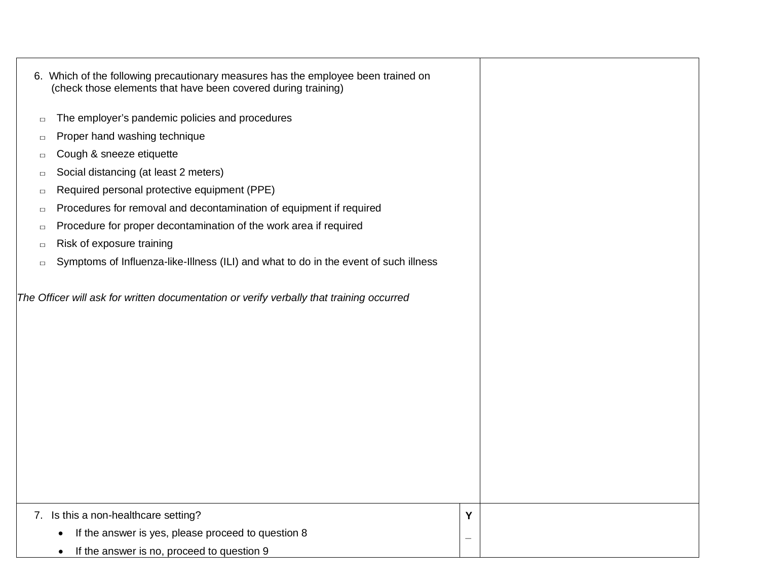| | | |
|---|---|---|
| 6. Which of the following precautionary measures has the employee been trained on (check those elements that have been covered during training)<br><br>▫ The employer's pandemic policies and procedures<br>▫ Proper hand washing technique<br>▫ Cough & sneeze etiquette<br>▫ Social distancing (at least 2 meters)<br>▫ Required personal protective equipment (PPE)<br>▫ Procedures for removal and decontamination of equipment if required<br>▫ Procedure for proper decontamination of the work area if required<br>▫ Risk of exposure training<br>▫ Symptoms of Influenza-like-Illness (ILI) and what to do in the event of such illness<br><br>*The Officer will ask for written documentation or verify verbally that training occurred* | | |
| 7. Is this a non-healthcare setting?<br>• If the answer is yes, please proceed to question 8<br>• If the answer is no, proceed to question 9 | **Y**<br>_ | |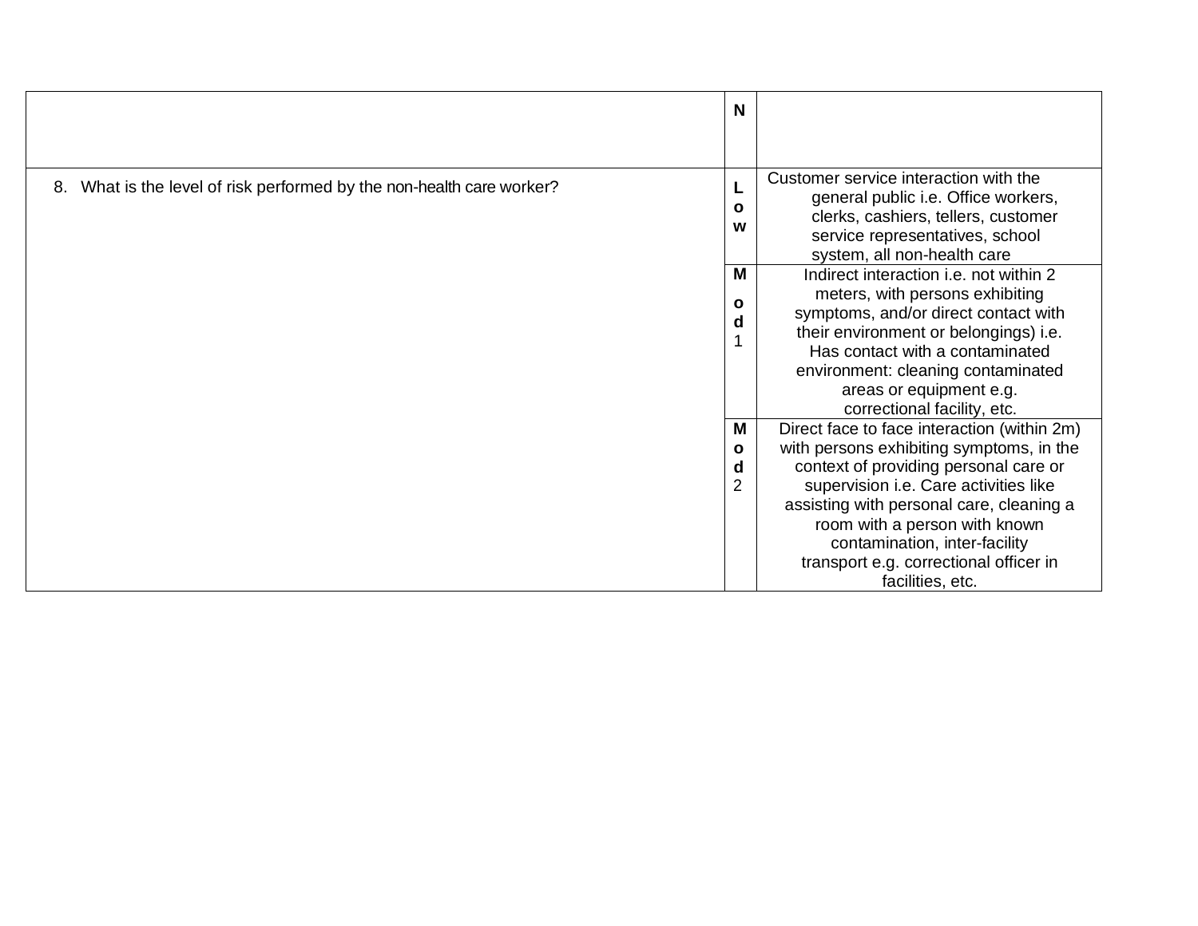| | N | |
|---|---|---|
| 8. What is the level of risk performed by the non-health care worker? | **Low** | Customer service interaction with the general public i.e. Office workers, clerks, cashiers, tellers, customer service representatives, school system, all non-health care |
| | **Mod** 1 | Indirect interaction i.e. not within 2 meters, with persons exhibiting symptoms, and/or direct contact with their environment or belongings) i.e. Has contact with a contaminated environment: cleaning contaminated areas or equipment e.g. correctional facility, etc. |
| | **Mod** 2 | Direct face to face interaction (within 2m) with persons exhibiting symptoms, in the context of providing personal care or supervision i.e. Care activities like assisting with personal care, cleaning a room with a person with known contamination, inter-facility transport e.g. correctional officer in facilities, etc. |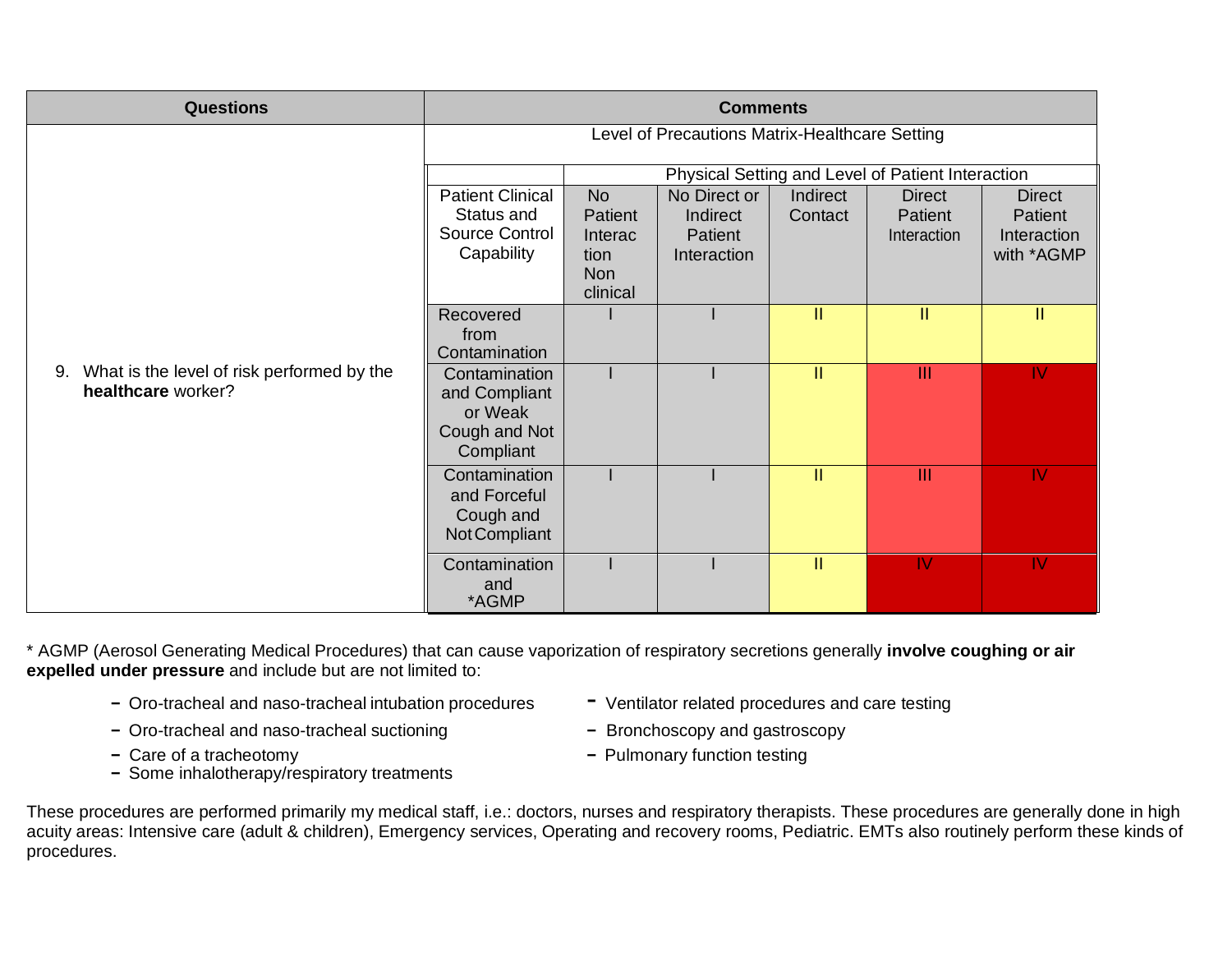| Questions | Comments | | | | | |
|---|---|---|---|---|---|---|
| | Level of Precautions Matrix-Healthcare Setting | | | | | |
| | | Physical Setting and Level of Patient Interaction | | | | |
| | Patient Clinical Status and Source Control Capability | No Patient Interaction Non clinical | No Direct or Indirect Patient Interaction | Indirect Contact | Direct Patient Interaction | Direct Patient Interaction with *AGMP |
| | Recovered from Contamination | I | I | II | II | II |
| 9. What is the level of risk performed by the **healthcare** worker? | Contamination and Compliant or Weak Cough and Not Compliant | I | I | II | III | IV |
| | Contamination and Forceful Cough and Not Compliant | I | I | II | III | IV |
| | Contamination and *AGMP | I | I | II | IV | IV |

* AGMP (Aerosol Generating Medical Procedures) that can cause vaporization of respiratory secretions generally **involve coughing or air expelled under pressure** and include but are not limited to:

- Oro-tracheal and naso-tracheal intubation procedures
- Oro-tracheal and naso-tracheal suctioning
- Care of a tracheotomy
- Some inhalotherapy/respiratory treatments
- Ventilator related procedures and care testing
- Bronchoscopy and gastroscopy
- Pulmonary function testing

These procedures are performed primarily my medical staff, i.e.: doctors, nurses and respiratory therapists. These procedures are generally done in high acuity areas: Intensive care (adult & children), Emergency services, Operating and recovery rooms, Pediatric. EMTs also routinely perform these kinds of procedures.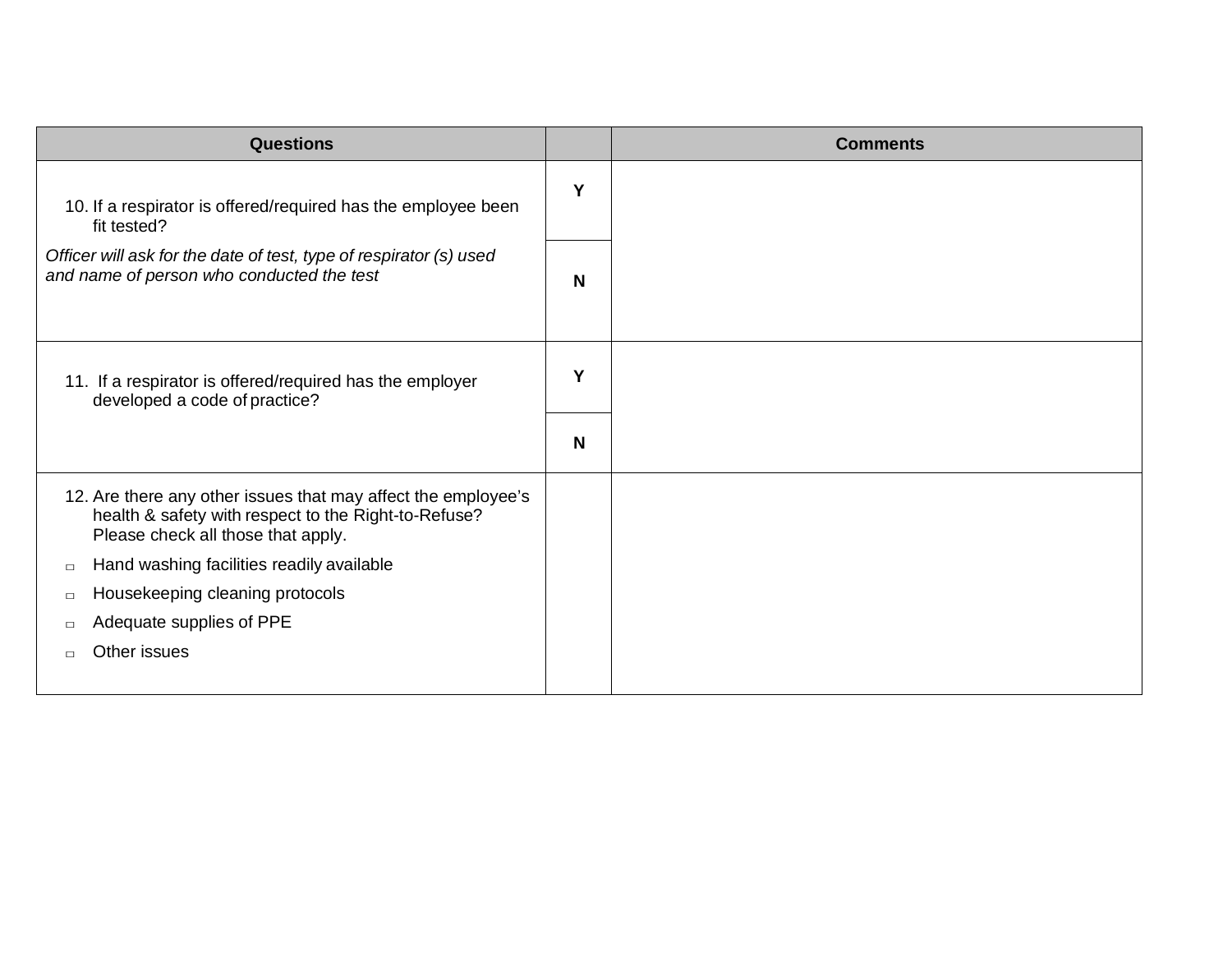| Questions | | Comments |
| --- | --- | --- |
| 10. If a respirator is offered/required has the employee been fit tested?<br>*Officer will ask for the date of test, type of respirator (s) used and name of person who conducted the test* | **Y**<br>**N** | |
| 11. If a respirator is offered/required has the employer developed a code of practice? | **Y**<br>**N** | |
| 12. Are there any other issues that may affect the employee's health & safety with respect to the Right-to-Refuse? Please check all those that apply.<br>▫ Hand washing facilities readily available<br>▫ Housekeeping cleaning protocols<br>▫ Adequate supplies of PPE<br>▫ Other issues | | |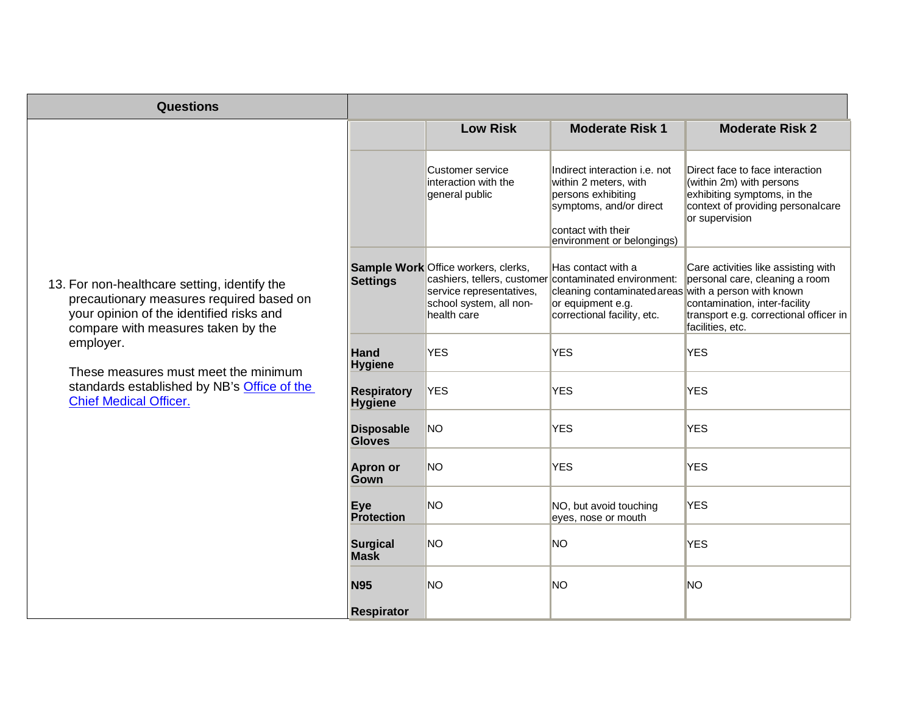| Questions | | | | |
|---|---|---|---|---|
| 13. For non-healthcare setting, identify the precautionary measures required based on your opinion of the identified risks and compare with measures taken by the employer.<br><br>These measures must meet the minimum standards established by NB's [Office of the Chief Medical Officer.]() | | | | |

| | Low Risk | Moderate Risk 1 | Moderate Risk 2 |
|---|---|---|---|
| | Customer service interaction with the general public | Indirect interaction i.e. not within 2 meters, with persons exhibiting symptoms, and/or direct contact with their environment or belongings) | Direct face to face interaction (within 2m) with persons exhibiting symptoms, in the context of providing personalcare or supervision |
| **Sample Work Settings** | Office workers, clerks, cashiers, tellers, customer service representatives, school system, all non-health care | Has contact with a contaminated environment: cleaning contaminated areas or equipment e.g. correctional facility, etc. | Care activities like assisting with personal care, cleaning a room with a person with known contamination, inter-facility transport e.g. correctional officer in facilities, etc. |
| **Hand Hygiene** | YES | YES | YES |
| **Respiratory Hygiene** | YES | YES | YES |
| **Disposable Gloves** | NO | YES | YES |
| **Apron or Gown** | NO | YES | YES |
| **Eye Protection** | NO | NO, but avoid touching eyes, nose or mouth | YES |
| **Surgical Mask** | NO | NO | YES |
| **N95 Respirator** | NO | NO | NO |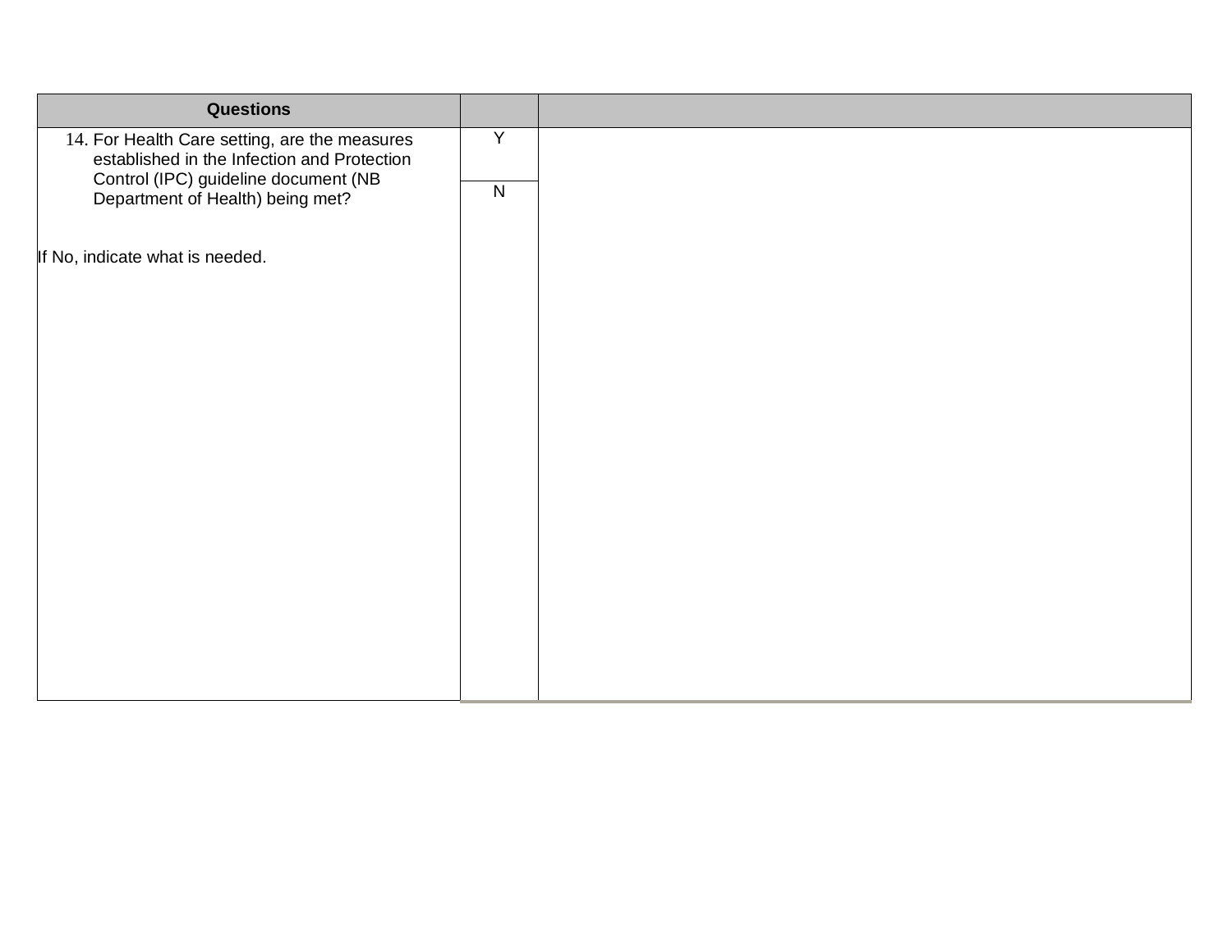| Questions | | |
|---|---|---|
| 14. For Health Care setting, are the measures established in the Infection and Protection Control (IPC) guideline document (NB Department of Health) being met?<br><br>If No, indicate what is needed. | Y<br>N | |